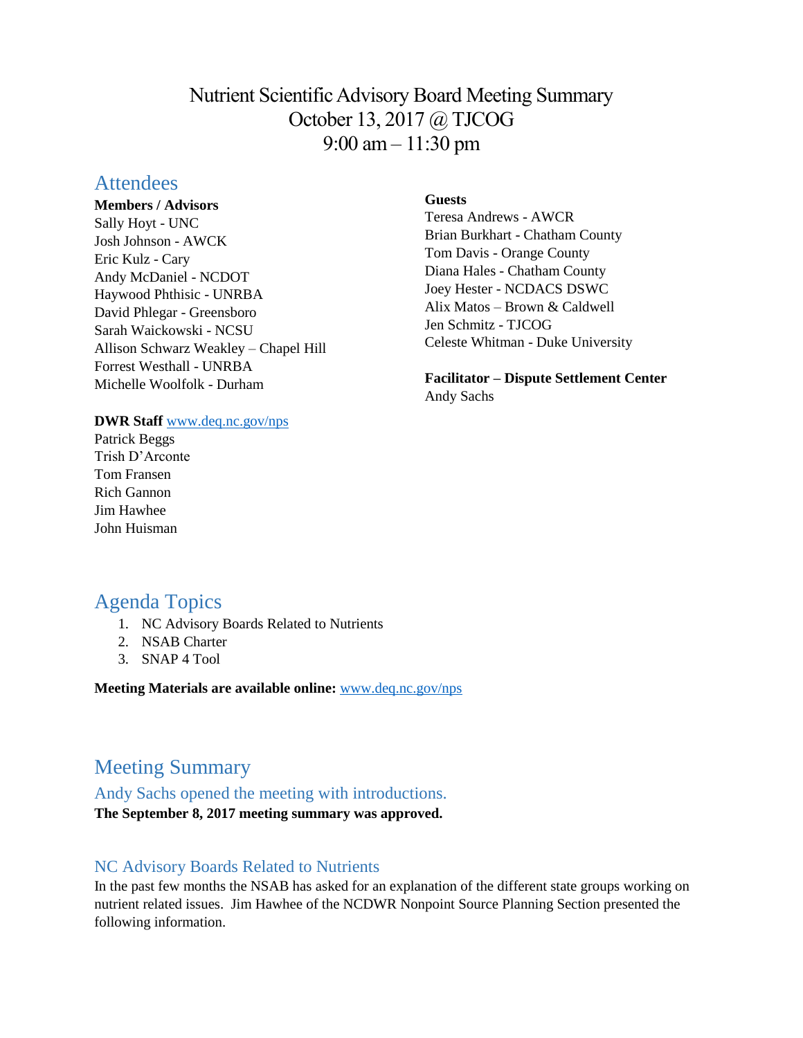# Nutrient Scientific Advisory Board Meeting Summary
October 13, 2017 @ TJCOG
9:00 am – 11:30 pm

## Attendees

**Members / Advisors**
Sally Hoyt - UNC
Josh Johnson - AWCK
Eric Kulz - Cary
Andy McDaniel - NCDOT
Haywood Phthisic - UNRBA
David Phlegar - Greensboro
Sarah Waickowski - NCSU
Allison Schwarz Weakley – Chapel Hill
Forrest Westhall - UNRBA
Michelle Woolfolk - Durham

**DWR Staff** www.deq.nc.gov/nps
Patrick Beggs
Trish D'Arconte
Tom Fransen
Rich Gannon
Jim Hawhee
John Huisman

**Guests**
Teresa Andrews - AWCR
Brian Burkhart - Chatham County
Tom Davis - Orange County
Diana Hales - Chatham County
Joey Hester - NCDACS DSWC
Alix Matos – Brown & Caldwell
Jen Schmitz - TJCOG
Celeste Whitman - Duke University

**Facilitator – Dispute Settlement Center**
Andy Sachs

## Agenda Topics

1. NC Advisory Boards Related to Nutrients
2. NSAB Charter
3. SNAP 4 Tool

**Meeting Materials are available online:** www.deq.nc.gov/nps

## Meeting Summary

### Andy Sachs opened the meeting with introductions.

**The September 8, 2017 meeting summary was approved.**

### NC Advisory Boards Related to Nutrients

In the past few months the NSAB has asked for an explanation of the different state groups working on nutrient related issues. Jim Hawhee of the NCDWR Nonpoint Source Planning Section presented the following information.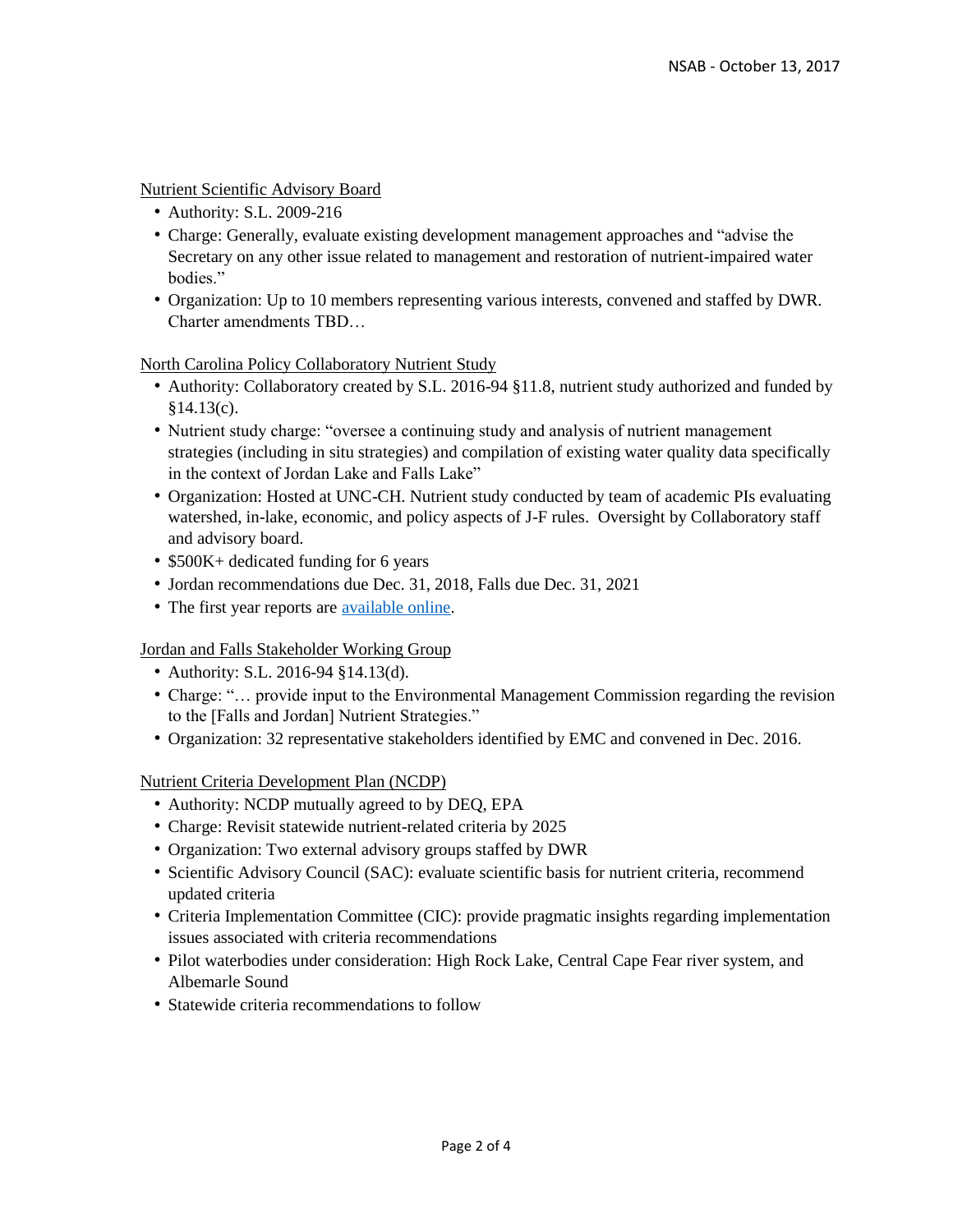Nutrient Scientific Advisory Board

- Authority: S.L. 2009-216
- Charge: Generally, evaluate existing development management approaches and "advise the Secretary on any other issue related to management and restoration of nutrient-impaired water bodies."
- Organization: Up to 10 members representing various interests, convened and staffed by DWR. Charter amendments TBD…

North Carolina Policy Collaboratory Nutrient Study

- Authority: Collaboratory created by S.L. 2016-94 §11.8, nutrient study authorized and funded by §14.13(c).
- Nutrient study charge: "oversee a continuing study and analysis of nutrient management strategies (including in situ strategies) and compilation of existing water quality data specifically in the context of Jordan Lake and Falls Lake"
- Organization: Hosted at UNC-CH. Nutrient study conducted by team of academic PIs evaluating watershed, in-lake, economic, and policy aspects of J-F rules. Oversight by Collaboratory staff and advisory board.
- $500K+ dedicated funding for 6 years
- Jordan recommendations due Dec. 31, 2018, Falls due Dec. 31, 2021
- The first year reports are available online.

Jordan and Falls Stakeholder Working Group

- Authority: S.L. 2016-94 §14.13(d).
- Charge: "… provide input to the Environmental Management Commission regarding the revision to the [Falls and Jordan] Nutrient Strategies."
- Organization: 32 representative stakeholders identified by EMC and convened in Dec. 2016.

Nutrient Criteria Development Plan (NCDP)

- Authority: NCDP mutually agreed to by DEQ, EPA
- Charge: Revisit statewide nutrient-related criteria by 2025
- Organization: Two external advisory groups staffed by DWR
- Scientific Advisory Council (SAC): evaluate scientific basis for nutrient criteria, recommend updated criteria
- Criteria Implementation Committee (CIC): provide pragmatic insights regarding implementation issues associated with criteria recommendations
- Pilot waterbodies under consideration: High Rock Lake, Central Cape Fear river system, and Albemarle Sound
- Statewide criteria recommendations to follow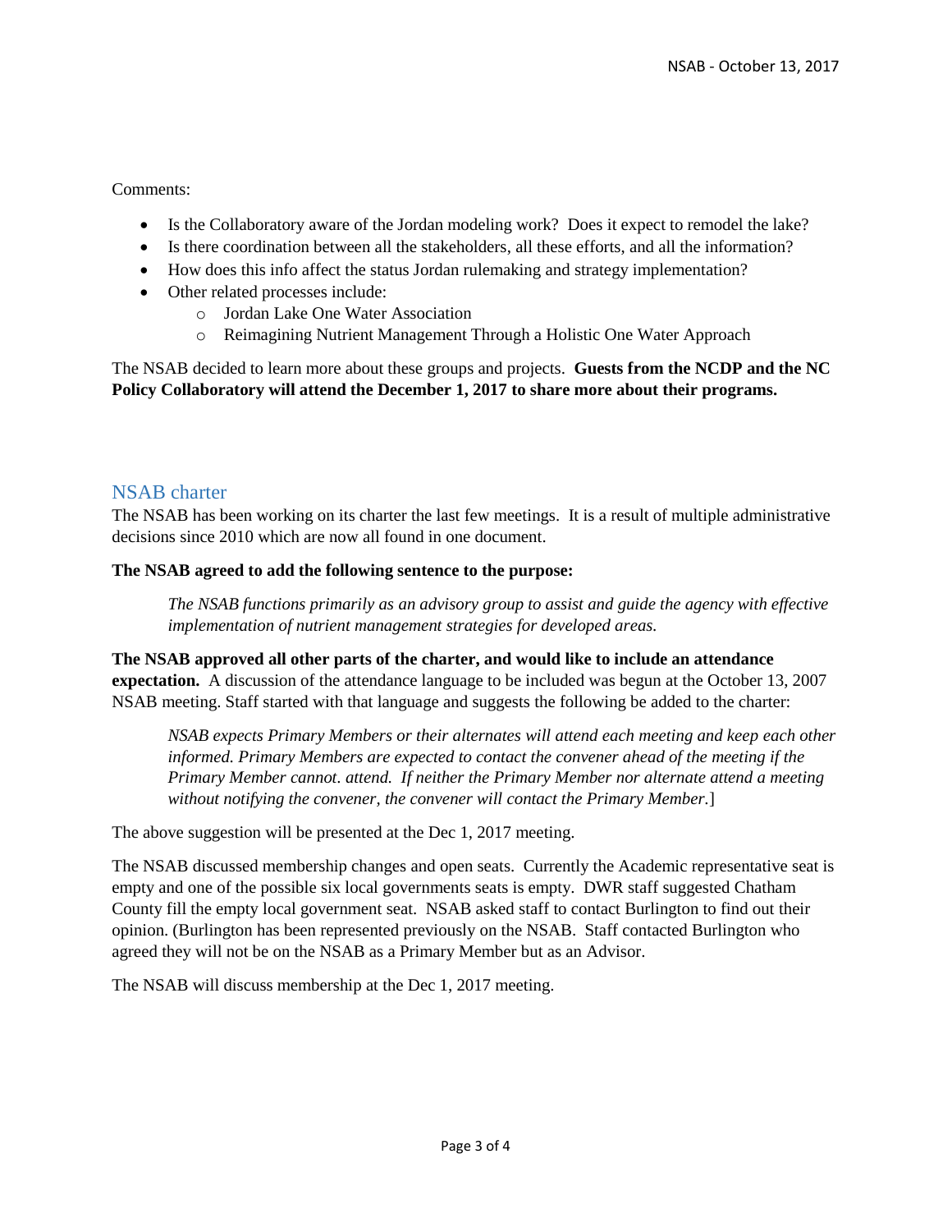Comments:

- Is the Collaboratory aware of the Jordan modeling work? Does it expect to remodel the lake?
- Is there coordination between all the stakeholders, all these efforts, and all the information?
- How does this info affect the status Jordan rulemaking and strategy implementation?
- Other related processes include:
  - Jordan Lake One Water Association
  - Reimagining Nutrient Management Through a Holistic One Water Approach

The NSAB decided to learn more about these groups and projects. **Guests from the NCDP and the NC Policy Collaboratory will attend the December 1, 2017 to share more about their programs.**

## NSAB charter

The NSAB has been working on its charter the last few meetings. It is a result of multiple administrative decisions since 2010 which are now all found in one document.

**The NSAB agreed to add the following sentence to the purpose:**

> *The NSAB functions primarily as an advisory group to assist and guide the agency with effective implementation of nutrient management strategies for developed areas.*

**The NSAB approved all other parts of the charter, and would like to include an attendance expectation.** A discussion of the attendance language to be included was begun at the October 13, 2007 NSAB meeting. Staff started with that language and suggests the following be added to the charter:

> *NSAB expects Primary Members or their alternates will attend each meeting and keep each other informed. Primary Members are expected to contact the convener ahead of the meeting if the Primary Member cannot. attend. If neither the Primary Member nor alternate attend a meeting without notifying the convener, the convener will contact the Primary Member.*]

The above suggestion will be presented at the Dec 1, 2017 meeting.

The NSAB discussed membership changes and open seats. Currently the Academic representative seat is empty and one of the possible six local governments seats is empty. DWR staff suggested Chatham County fill the empty local government seat. NSAB asked staff to contact Burlington to find out their opinion. (Burlington has been represented previously on the NSAB. Staff contacted Burlington who agreed they will not be on the NSAB as a Primary Member but as an Advisor.

The NSAB will discuss membership at the Dec 1, 2017 meeting.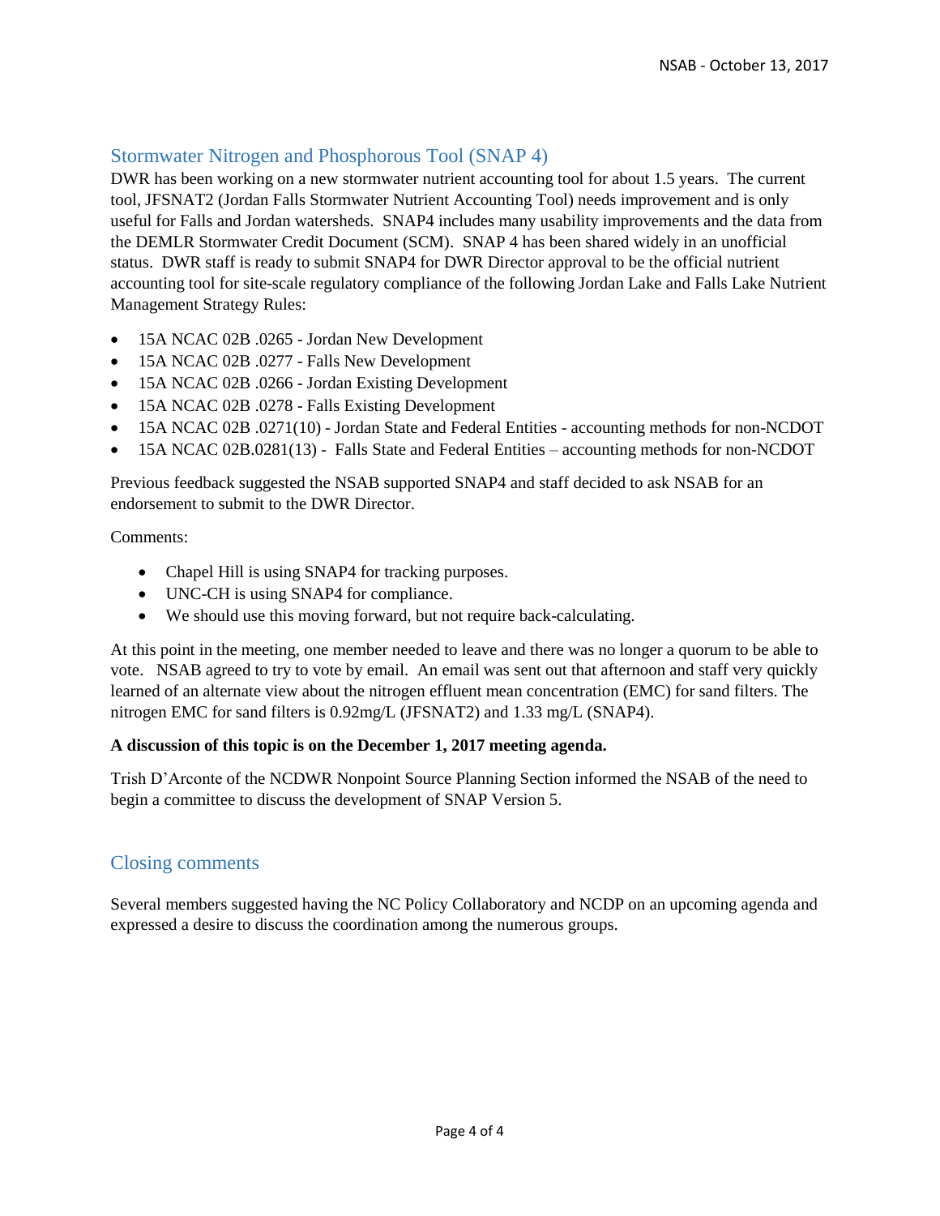## Stormwater Nitrogen and Phosphorous Tool (SNAP 4)

DWR has been working on a new stormwater nutrient accounting tool for about 1.5 years. The current tool, JFSNAT2 (Jordan Falls Stormwater Nutrient Accounting Tool) needs improvement and is only useful for Falls and Jordan watersheds. SNAP4 includes many usability improvements and the data from the DEMLR Stormwater Credit Document (SCM). SNAP 4 has been shared widely in an unofficial status. DWR staff is ready to submit SNAP4 for DWR Director approval to be the official nutrient accounting tool for site-scale regulatory compliance of the following Jordan Lake and Falls Lake Nutrient Management Strategy Rules:

- 15A NCAC 02B .0265 - Jordan New Development
- 15A NCAC 02B .0277 - Falls New Development
- 15A NCAC 02B .0266 - Jordan Existing Development
- 15A NCAC 02B .0278 - Falls Existing Development
- 15A NCAC 02B .0271(10) - Jordan State and Federal Entities - accounting methods for non-NCDOT
- 15A NCAC 02B.0281(13) - Falls State and Federal Entities – accounting methods for non-NCDOT

Previous feedback suggested the NSAB supported SNAP4 and staff decided to ask NSAB for an endorsement to submit to the DWR Director.

Comments:

- Chapel Hill is using SNAP4 for tracking purposes.
- UNC-CH is using SNAP4 for compliance.
- We should use this moving forward, but not require back-calculating.

At this point in the meeting, one member needed to leave and there was no longer a quorum to be able to vote. NSAB agreed to try to vote by email. An email was sent out that afternoon and staff very quickly learned of an alternate view about the nitrogen effluent mean concentration (EMC) for sand filters. The nitrogen EMC for sand filters is 0.92mg/L (JFSNAT2) and 1.33 mg/L (SNAP4).

**A discussion of this topic is on the December 1, 2017 meeting agenda.**

Trish D'Arconte of the NCDWR Nonpoint Source Planning Section informed the NSAB of the need to begin a committee to discuss the development of SNAP Version 5.

## Closing comments

Several members suggested having the NC Policy Collaboratory and NCDP on an upcoming agenda and expressed a desire to discuss the coordination among the numerous groups.